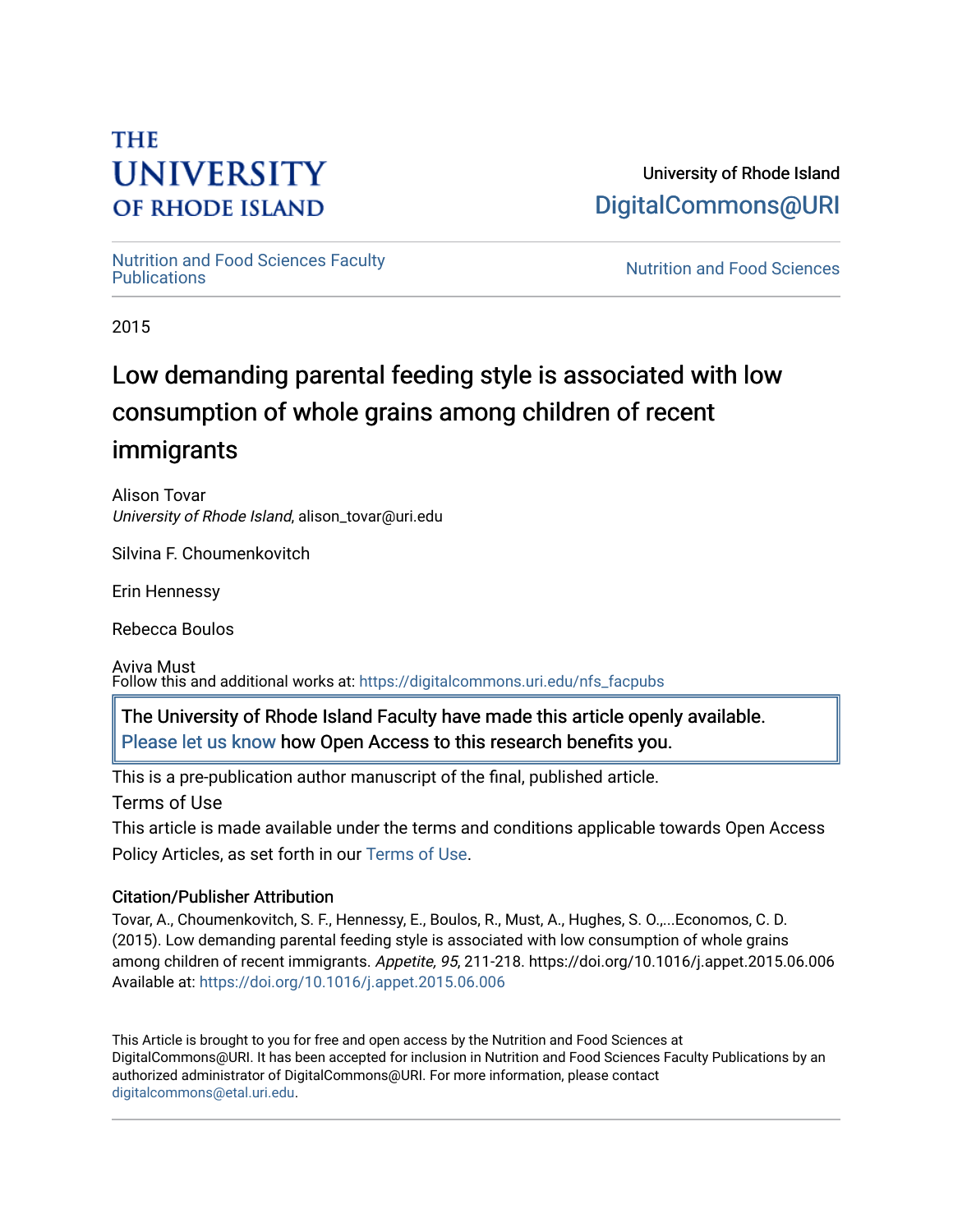THE UNIVERSITY OF RHODE ISLAND

University of Rhode Island
DigitalCommons@URI

Nutrition and Food Sciences Faculty Publications

Nutrition and Food Sciences

2015

# Low demanding parental feeding style is associated with low consumption of whole grains among children of recent immigrants

Alison Tovar
*University of Rhode Island*, alison_tovar@uri.edu

Silvina F. Choumenkovitch

Erin Hennessy

Rebecca Boulos

Aviva Must

Follow this and additional works at: https://digitalcommons.uri.edu/nfs_facpubs

The University of Rhode Island Faculty have made this article openly available. Please let us know how Open Access to this research benefits you.

This is a pre-publication author manuscript of the final, published article.

Terms of Use

This article is made available under the terms and conditions applicable towards Open Access Policy Articles, as set forth in our Terms of Use.

### Citation/Publisher Attribution

Tovar, A., Choumenkovitch, S. F., Hennessy, E., Boulos, R., Must, A., Hughes, S. O.,...Economos, C. D. (2015). Low demanding parental feeding style is associated with low consumption of whole grains among children of recent immigrants. *Appetite, 95*, 211-218. https://doi.org/10.1016/j.appet.2015.06.006
Available at: https://doi.org/10.1016/j.appet.2015.06.006

This Article is brought to you for free and open access by the Nutrition and Food Sciences at DigitalCommons@URI. It has been accepted for inclusion in Nutrition and Food Sciences Faculty Publications by an authorized administrator of DigitalCommons@URI. For more information, please contact digitalcommons@etal.uri.edu.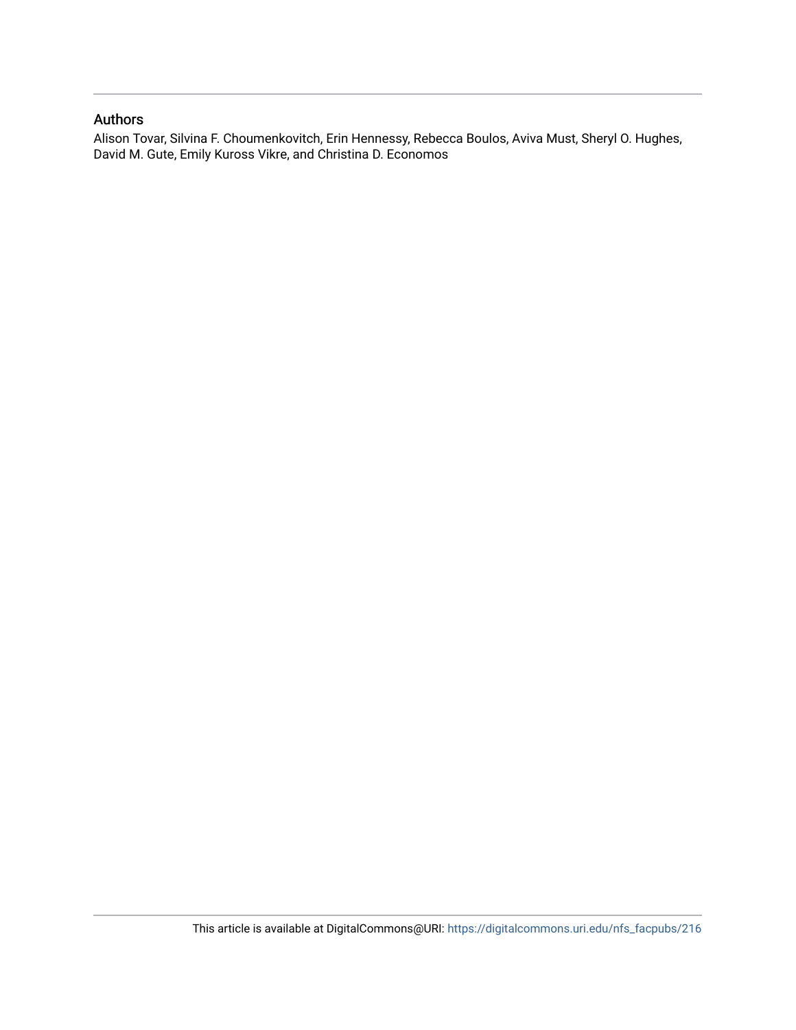## Authors

Alison Tovar, Silvina F. Choumenkovitch, Erin Hennessy, Rebecca Boulos, Aviva Must, Sheryl O. Hughes, David M. Gute, Emily Kuross Vikre, and Christina D. Economos

This article is available at DigitalCommons@URI: https://digitalcommons.uri.edu/nfs_facpubs/216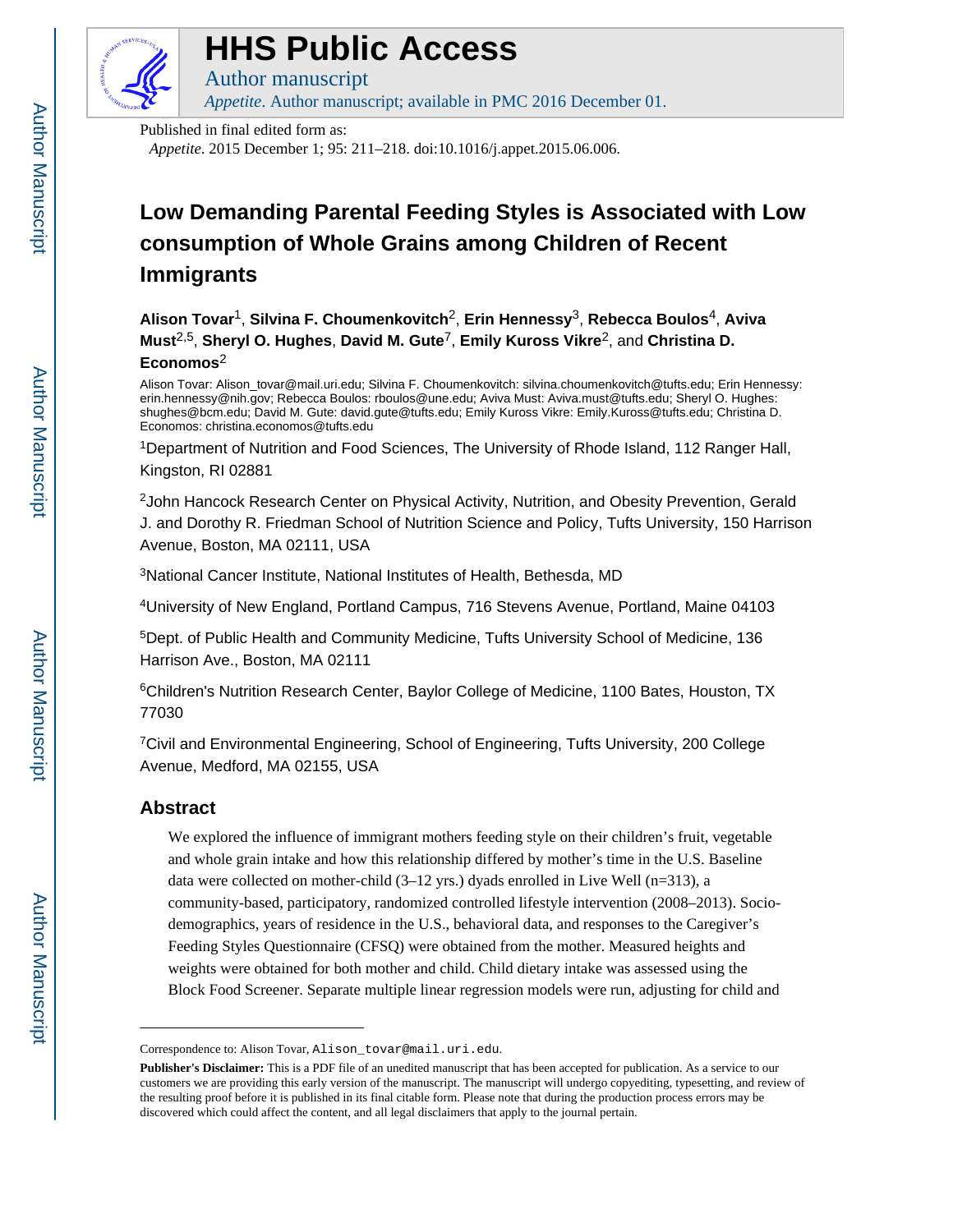HHS Public Access

Author manuscript

*Appetite*. Author manuscript; available in PMC 2016 December 01.

Published in final edited form as:

*Appetite*. 2015 December 1; 95: 211–218. doi:10.1016/j.appet.2015.06.006.

# Low Demanding Parental Feeding Styles is Associated with Low consumption of Whole Grains among Children of Recent Immigrants

**Alison Tovar**[1], **Silvina F. Choumenkovitch**[2], **Erin Hennessy**[3], **Rebecca Boulos**[4], **Aviva Must**[2,5], **Sheryl O. Hughes**, **David M. Gute**[7], **Emily Kuross Vikre**[2], and **Christina D. Economos**[2]

Alison Tovar: Alison_tovar@mail.uri.edu; Silvina F. Choumenkovitch: silvina.choumenkovitch@tufts.edu; Erin Hennessy: erin.hennessy@nih.gov; Rebecca Boulos: rboulos@une.edu; Aviva Must: Aviva.must@tufts.edu; Sheryl O. Hughes: shughes@bcm.edu; David M. Gute: david.gute@tufts.edu; Emily Kuross Vikre: Emily.Kuross@tufts.edu; Christina D. Economos: christina.economos@tufts.edu

[1]Department of Nutrition and Food Sciences, The University of Rhode Island, 112 Ranger Hall, Kingston, RI 02881

[2]John Hancock Research Center on Physical Activity, Nutrition, and Obesity Prevention, Gerald J. and Dorothy R. Friedman School of Nutrition Science and Policy, Tufts University, 150 Harrison Avenue, Boston, MA 02111, USA

[3]National Cancer Institute, National Institutes of Health, Bethesda, MD

[4]University of New England, Portland Campus, 716 Stevens Avenue, Portland, Maine 04103

[5]Dept. of Public Health and Community Medicine, Tufts University School of Medicine, 136 Harrison Ave., Boston, MA 02111

[6]Children's Nutrition Research Center, Baylor College of Medicine, 1100 Bates, Houston, TX 77030

[7]Civil and Environmental Engineering, School of Engineering, Tufts University, 200 College Avenue, Medford, MA 02155, USA

## Abstract

We explored the influence of immigrant mothers feeding style on their children's fruit, vegetable and whole grain intake and how this relationship differed by mother's time in the U.S. Baseline data were collected on mother-child (3–12 yrs.) dyads enrolled in Live Well (n=313), a community-based, participatory, randomized controlled lifestyle intervention (2008–2013). Socio-demographics, years of residence in the U.S., behavioral data, and responses to the Caregiver's Feeding Styles Questionnaire (CFSQ) were obtained from the mother. Measured heights and weights were obtained for both mother and child. Child dietary intake was assessed using the Block Food Screener. Separate multiple linear regression models were run, adjusting for child and

---

Correspondence to: Alison Tovar, Alison_tovar@mail.uri.edu.

**Publisher's Disclaimer:** This is a PDF file of an unedited manuscript that has been accepted for publication. As a service to our customers we are providing this early version of the manuscript. The manuscript will undergo copyediting, typesetting, and review of the resulting proof before it is published in its final citable form. Please note that during the production process errors may be discovered which could affect the content, and all legal disclaimers that apply to the journal pertain.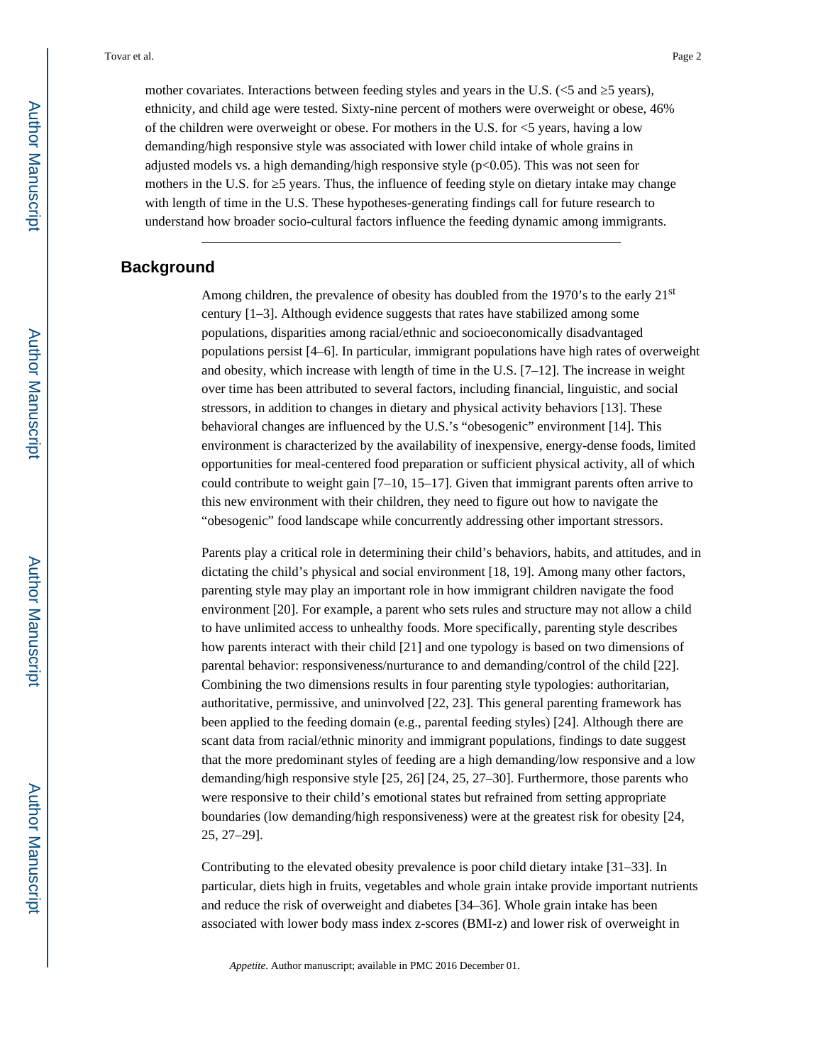mother covariates. Interactions between feeding styles and years in the U.S. (<5 and ≥5 years), ethnicity, and child age were tested. Sixty-nine percent of mothers were overweight or obese, 46% of the children were overweight or obese. For mothers in the U.S. for <5 years, having a low demanding/high responsive style was associated with lower child intake of whole grains in adjusted models vs. a high demanding/high responsive style ($p<0.05$). This was not seen for mothers in the U.S. for ≥5 years. Thus, the influence of feeding style on dietary intake may change with length of time in the U.S. These hypotheses-generating findings call for future research to understand how broader socio-cultural factors influence the feeding dynamic among immigrants.

## Background

Among children, the prevalence of obesity has doubled from the 1970's to the early 21st century [1–3]. Although evidence suggests that rates have stabilized among some populations, disparities among racial/ethnic and socioeconomically disadvantaged populations persist [4–6]. In particular, immigrant populations have high rates of overweight and obesity, which increase with length of time in the U.S. [7–12]. The increase in weight over time has been attributed to several factors, including financial, linguistic, and social stressors, in addition to changes in dietary and physical activity behaviors [13]. These behavioral changes are influenced by the U.S.'s "obesogenic" environment [14]. This environment is characterized by the availability of inexpensive, energy-dense foods, limited opportunities for meal-centered food preparation or sufficient physical activity, all of which could contribute to weight gain [7–10, 15–17]. Given that immigrant parents often arrive to this new environment with their children, they need to figure out how to navigate the "obesogenic" food landscape while concurrently addressing other important stressors.

Parents play a critical role in determining their child's behaviors, habits, and attitudes, and in dictating the child's physical and social environment [18, 19]. Among many other factors, parenting style may play an important role in how immigrant children navigate the food environment [20]. For example, a parent who sets rules and structure may not allow a child to have unlimited access to unhealthy foods. More specifically, parenting style describes how parents interact with their child [21] and one typology is based on two dimensions of parental behavior: responsiveness/nurturance to and demanding/control of the child [22]. Combining the two dimensions results in four parenting style typologies: authoritarian, authoritative, permissive, and uninvolved [22, 23]. This general parenting framework has been applied to the feeding domain (e.g., parental feeding styles) [24]. Although there are scant data from racial/ethnic minority and immigrant populations, findings to date suggest that the more predominant styles of feeding are a high demanding/low responsive and a low demanding/high responsive style [25, 26] [24, 25, 27–30]. Furthermore, those parents who were responsive to their child's emotional states but refrained from setting appropriate boundaries (low demanding/high responsiveness) were at the greatest risk for obesity [24, 25, 27–29].

Contributing to the elevated obesity prevalence is poor child dietary intake [31–33]. In particular, diets high in fruits, vegetables and whole grain intake provide important nutrients and reduce the risk of overweight and diabetes [34–36]. Whole grain intake has been associated with lower body mass index z-scores (BMI-z) and lower risk of overweight in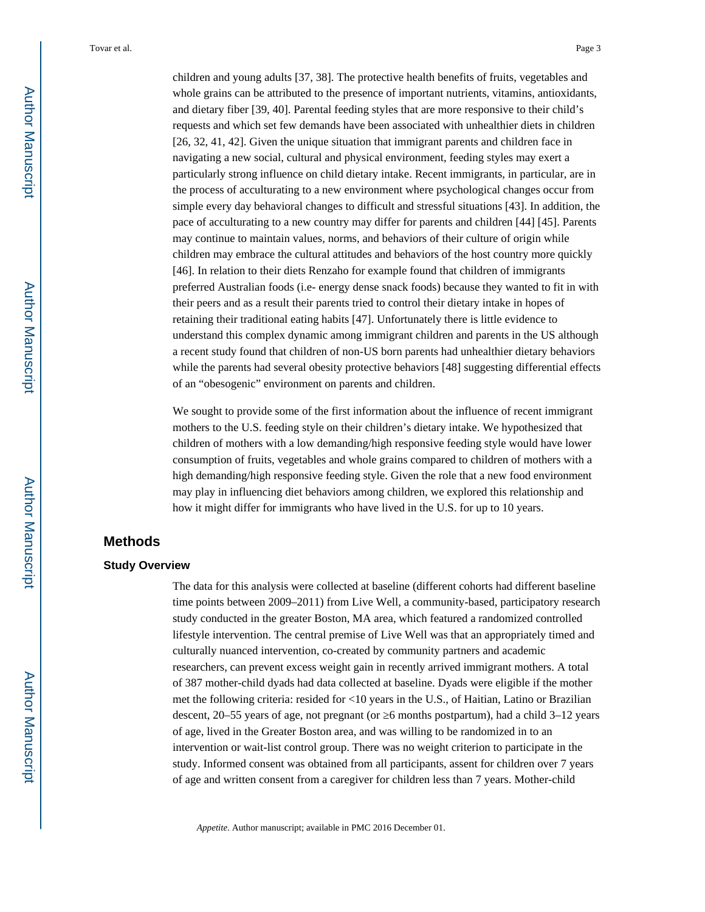children and young adults [37, 38]. The protective health benefits of fruits, vegetables and whole grains can be attributed to the presence of important nutrients, vitamins, antioxidants, and dietary fiber [39, 40]. Parental feeding styles that are more responsive to their child's requests and which set few demands have been associated with unhealthier diets in children [26, 32, 41, 42]. Given the unique situation that immigrant parents and children face in navigating a new social, cultural and physical environment, feeding styles may exert a particularly strong influence on child dietary intake. Recent immigrants, in particular, are in the process of acculturating to a new environment where psychological changes occur from simple every day behavioral changes to difficult and stressful situations [43]. In addition, the pace of acculturating to a new country may differ for parents and children [44] [45]. Parents may continue to maintain values, norms, and behaviors of their culture of origin while children may embrace the cultural attitudes and behaviors of the host country more quickly [46]. In relation to their diets Renzaho for example found that children of immigrants preferred Australian foods (i.e- energy dense snack foods) because they wanted to fit in with their peers and as a result their parents tried to control their dietary intake in hopes of retaining their traditional eating habits [47]. Unfortunately there is little evidence to understand this complex dynamic among immigrant children and parents in the US although a recent study found that children of non-US born parents had unhealthier dietary behaviors while the parents had several obesity protective behaviors [48] suggesting differential effects of an "obesogenic" environment on parents and children.

We sought to provide some of the first information about the influence of recent immigrant mothers to the U.S. feeding style on their children's dietary intake. We hypothesized that children of mothers with a low demanding/high responsive feeding style would have lower consumption of fruits, vegetables and whole grains compared to children of mothers with a high demanding/high responsive feeding style. Given the role that a new food environment may play in influencing diet behaviors among children, we explored this relationship and how it might differ for immigrants who have lived in the U.S. for up to 10 years.

## Methods

### Study Overview

The data for this analysis were collected at baseline (different cohorts had different baseline time points between 2009–2011) from Live Well, a community-based, participatory research study conducted in the greater Boston, MA area, which featured a randomized controlled lifestyle intervention. The central premise of Live Well was that an appropriately timed and culturally nuanced intervention, co-created by community partners and academic researchers, can prevent excess weight gain in recently arrived immigrant mothers. A total of 387 mother-child dyads had data collected at baseline. Dyads were eligible if the mother met the following criteria: resided for <10 years in the U.S., of Haitian, Latino or Brazilian descent, 20–55 years of age, not pregnant (or ≥6 months postpartum), had a child 3–12 years of age, lived in the Greater Boston area, and was willing to be randomized in to an intervention or wait-list control group. There was no weight criterion to participate in the study. Informed consent was obtained from all participants, assent for children over 7 years of age and written consent from a caregiver for children less than 7 years. Mother-child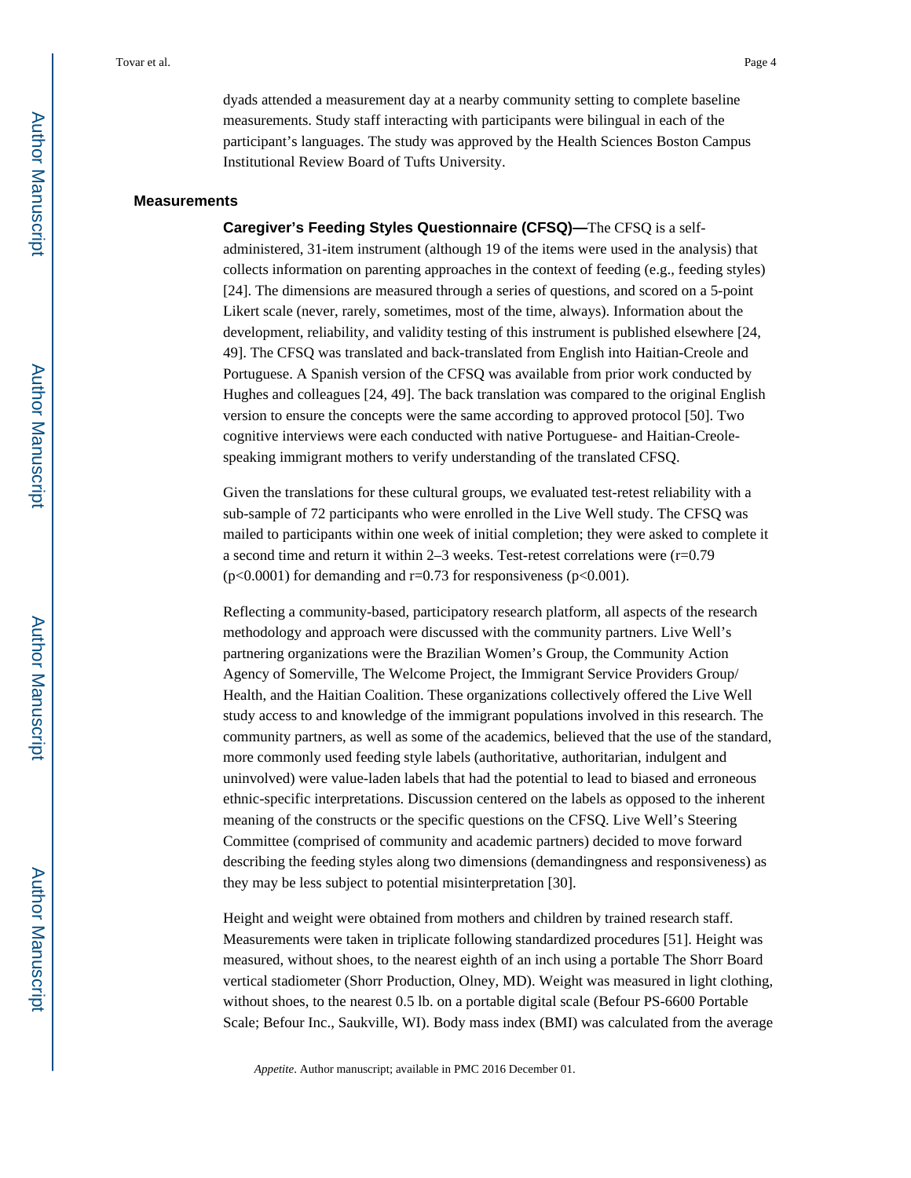dyads attended a measurement day at a nearby community setting to complete baseline measurements. Study staff interacting with participants were bilingual in each of the participant's languages. The study was approved by the Health Sciences Boston Campus Institutional Review Board of Tufts University.

## Measurements

**Caregiver's Feeding Styles Questionnaire (CFSQ)—**The CFSQ is a self-administered, 31-item instrument (although 19 of the items were used in the analysis) that collects information on parenting approaches in the context of feeding (e.g., feeding styles) [24]. The dimensions are measured through a series of questions, and scored on a 5-point Likert scale (never, rarely, sometimes, most of the time, always). Information about the development, reliability, and validity testing of this instrument is published elsewhere [24, 49]. The CFSQ was translated and back-translated from English into Haitian-Creole and Portuguese. A Spanish version of the CFSQ was available from prior work conducted by Hughes and colleagues [24, 49]. The back translation was compared to the original English version to ensure the concepts were the same according to approved protocol [50]. Two cognitive interviews were each conducted with native Portuguese- and Haitian-Creole-speaking immigrant mothers to verify understanding of the translated CFSQ.

Given the translations for these cultural groups, we evaluated test-retest reliability with a sub-sample of 72 participants who were enrolled in the Live Well study. The CFSQ was mailed to participants within one week of initial completion; they were asked to complete it a second time and return it within 2–3 weeks. Test-retest correlations were ($r=0.79$ ($p<0.0001$) for demanding and $r=0.73$ for responsiveness ($p<0.001$).

Reflecting a community-based, participatory research platform, all aspects of the research methodology and approach were discussed with the community partners. Live Well's partnering organizations were the Brazilian Women's Group, the Community Action Agency of Somerville, The Welcome Project, the Immigrant Service Providers Group/Health, and the Haitian Coalition. These organizations collectively offered the Live Well study access to and knowledge of the immigrant populations involved in this research. The community partners, as well as some of the academics, believed that the use of the standard, more commonly used feeding style labels (authoritative, authoritarian, indulgent and uninvolved) were value-laden labels that had the potential to lead to biased and erroneous ethnic-specific interpretations. Discussion centered on the labels as opposed to the inherent meaning of the constructs or the specific questions on the CFSQ. Live Well's Steering Committee (comprised of community and academic partners) decided to move forward describing the feeding styles along two dimensions (demandingness and responsiveness) as they may be less subject to potential misinterpretation [30].

Height and weight were obtained from mothers and children by trained research staff. Measurements were taken in triplicate following standardized procedures [51]. Height was measured, without shoes, to the nearest eighth of an inch using a portable The Shorr Board vertical stadiometer (Shorr Production, Olney, MD). Weight was measured in light clothing, without shoes, to the nearest 0.5 lb. on a portable digital scale (Befour PS-6600 Portable Scale; Befour Inc., Saukville, WI). Body mass index (BMI) was calculated from the average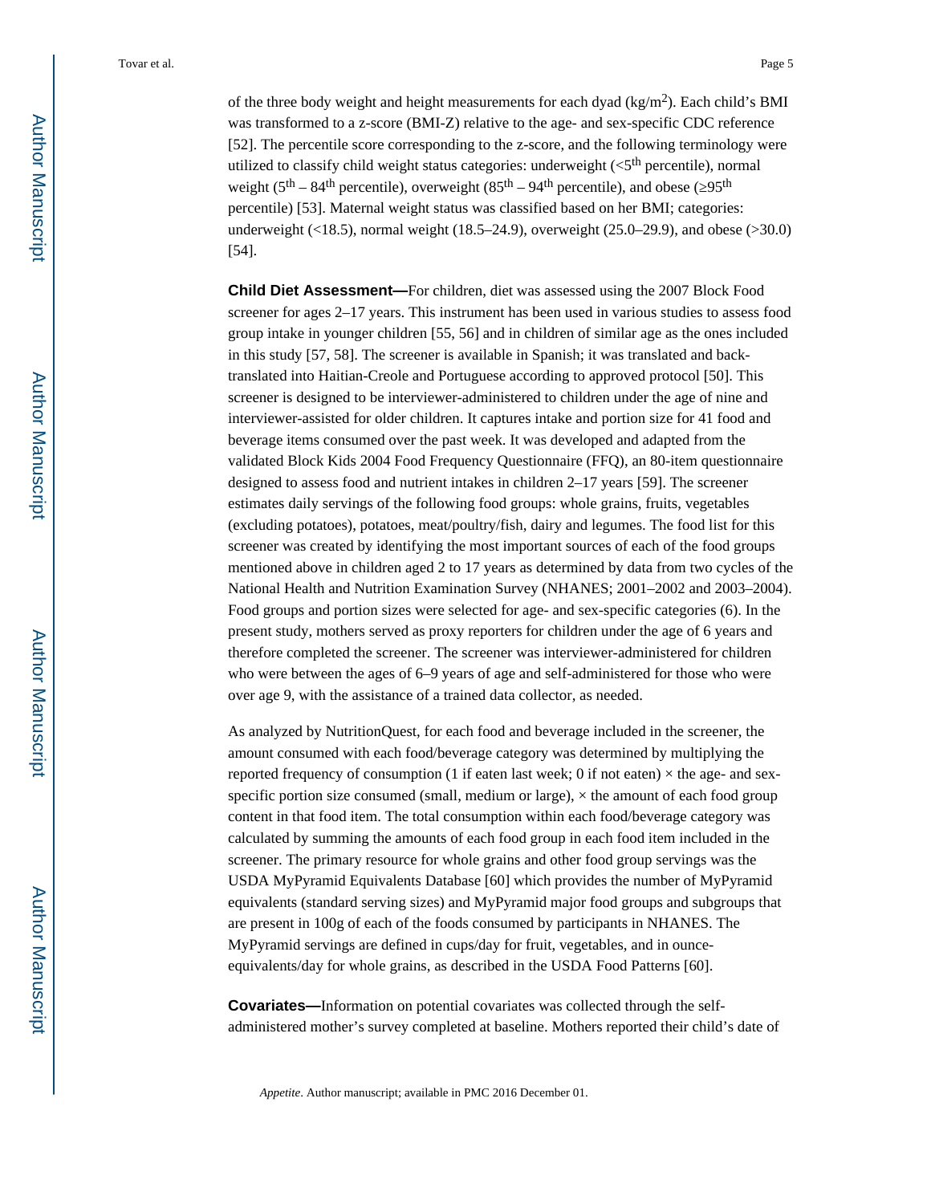of the three body weight and height measurements for each dyad (kg/m$^2$). Each child's BMI was transformed to a z-score (BMI-Z) relative to the age- and sex-specific CDC reference [52]. The percentile score corresponding to the z-score, and the following terminology were utilized to classify child weight status categories: underweight (<5$^{th}$ percentile), normal weight (5$^{th}$ – 84$^{th}$ percentile), overweight (85$^{th}$ – 94$^{th}$ percentile), and obese (≥95$^{th}$ percentile) [53]. Maternal weight status was classified based on her BMI; categories: underweight (<18.5), normal weight (18.5–24.9), overweight (25.0–29.9), and obese (>30.0) [54].

**Child Diet Assessment—**For children, diet was assessed using the 2007 Block Food screener for ages 2–17 years. This instrument has been used in various studies to assess food group intake in younger children [55, 56] and in children of similar age as the ones included in this study [57, 58]. The screener is available in Spanish; it was translated and back-translated into Haitian-Creole and Portuguese according to approved protocol [50]. This screener is designed to be interviewer-administered to children under the age of nine and interviewer-assisted for older children. It captures intake and portion size for 41 food and beverage items consumed over the past week. It was developed and adapted from the validated Block Kids 2004 Food Frequency Questionnaire (FFQ), an 80-item questionnaire designed to assess food and nutrient intakes in children 2–17 years [59]. The screener estimates daily servings of the following food groups: whole grains, fruits, vegetables (excluding potatoes), potatoes, meat/poultry/fish, dairy and legumes. The food list for this screener was created by identifying the most important sources of each of the food groups mentioned above in children aged 2 to 17 years as determined by data from two cycles of the National Health and Nutrition Examination Survey (NHANES; 2001–2002 and 2003–2004). Food groups and portion sizes were selected for age- and sex-specific categories (6). In the present study, mothers served as proxy reporters for children under the age of 6 years and therefore completed the screener. The screener was interviewer-administered for children who were between the ages of 6–9 years of age and self-administered for those who were over age 9, with the assistance of a trained data collector, as needed.

As analyzed by NutritionQuest, for each food and beverage included in the screener, the amount consumed with each food/beverage category was determined by multiplying the reported frequency of consumption (1 if eaten last week; 0 if not eaten) × the age- and sex-specific portion size consumed (small, medium or large), × the amount of each food group content in that food item. The total consumption within each food/beverage category was calculated by summing the amounts of each food group in each food item included in the screener. The primary resource for whole grains and other food group servings was the USDA MyPyramid Equivalents Database [60] which provides the number of MyPyramid equivalents (standard serving sizes) and MyPyramid major food groups and subgroups that are present in 100g of each of the foods consumed by participants in NHANES. The MyPyramid servings are defined in cups/day for fruit, vegetables, and in ounce-equivalents/day for whole grains, as described in the USDA Food Patterns [60].

**Covariates—**Information on potential covariates was collected through the self-administered mother's survey completed at baseline. Mothers reported their child's date of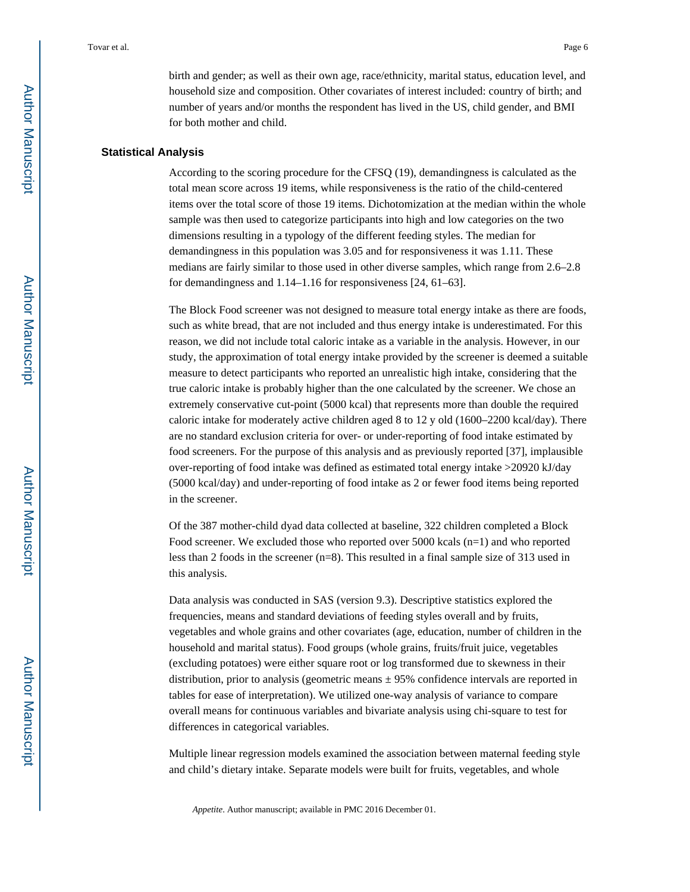birth and gender; as well as their own age, race/ethnicity, marital status, education level, and household size and composition. Other covariates of interest included: country of birth; and number of years and/or months the respondent has lived in the US, child gender, and BMI for both mother and child.

### Statistical Analysis

According to the scoring procedure for the CFSQ (19), demandingness is calculated as the total mean score across 19 items, while responsiveness is the ratio of the child-centered items over the total score of those 19 items. Dichotomization at the median within the whole sample was then used to categorize participants into high and low categories on the two dimensions resulting in a typology of the different feeding styles. The median for demandingness in this population was 3.05 and for responsiveness it was 1.11. These medians are fairly similar to those used in other diverse samples, which range from 2.6–2.8 for demandingness and 1.14–1.16 for responsiveness [24, 61–63].

The Block Food screener was not designed to measure total energy intake as there are foods, such as white bread, that are not included and thus energy intake is underestimated. For this reason, we did not include total caloric intake as a variable in the analysis. However, in our study, the approximation of total energy intake provided by the screener is deemed a suitable measure to detect participants who reported an unrealistic high intake, considering that the true caloric intake is probably higher than the one calculated by the screener. We chose an extremely conservative cut-point (5000 kcal) that represents more than double the required caloric intake for moderately active children aged 8 to 12 y old (1600–2200 kcal/day). There are no standard exclusion criteria for over- or under-reporting of food intake estimated by food screeners. For the purpose of this analysis and as previously reported [37], implausible over-reporting of food intake was defined as estimated total energy intake >20920 kJ/day (5000 kcal/day) and under-reporting of food intake as 2 or fewer food items being reported in the screener.

Of the 387 mother-child dyad data collected at baseline, 322 children completed a Block Food screener. We excluded those who reported over 5000 kcals (n=1) and who reported less than 2 foods in the screener (n=8). This resulted in a final sample size of 313 used in this analysis.

Data analysis was conducted in SAS (version 9.3). Descriptive statistics explored the frequencies, means and standard deviations of feeding styles overall and by fruits, vegetables and whole grains and other covariates (age, education, number of children in the household and marital status). Food groups (whole grains, fruits/fruit juice, vegetables (excluding potatoes) were either square root or log transformed due to skewness in their distribution, prior to analysis (geometric means ± 95% confidence intervals are reported in tables for ease of interpretation). We utilized one-way analysis of variance to compare overall means for continuous variables and bivariate analysis using chi-square to test for differences in categorical variables.

Multiple linear regression models examined the association between maternal feeding style and child's dietary intake. Separate models were built for fruits, vegetables, and whole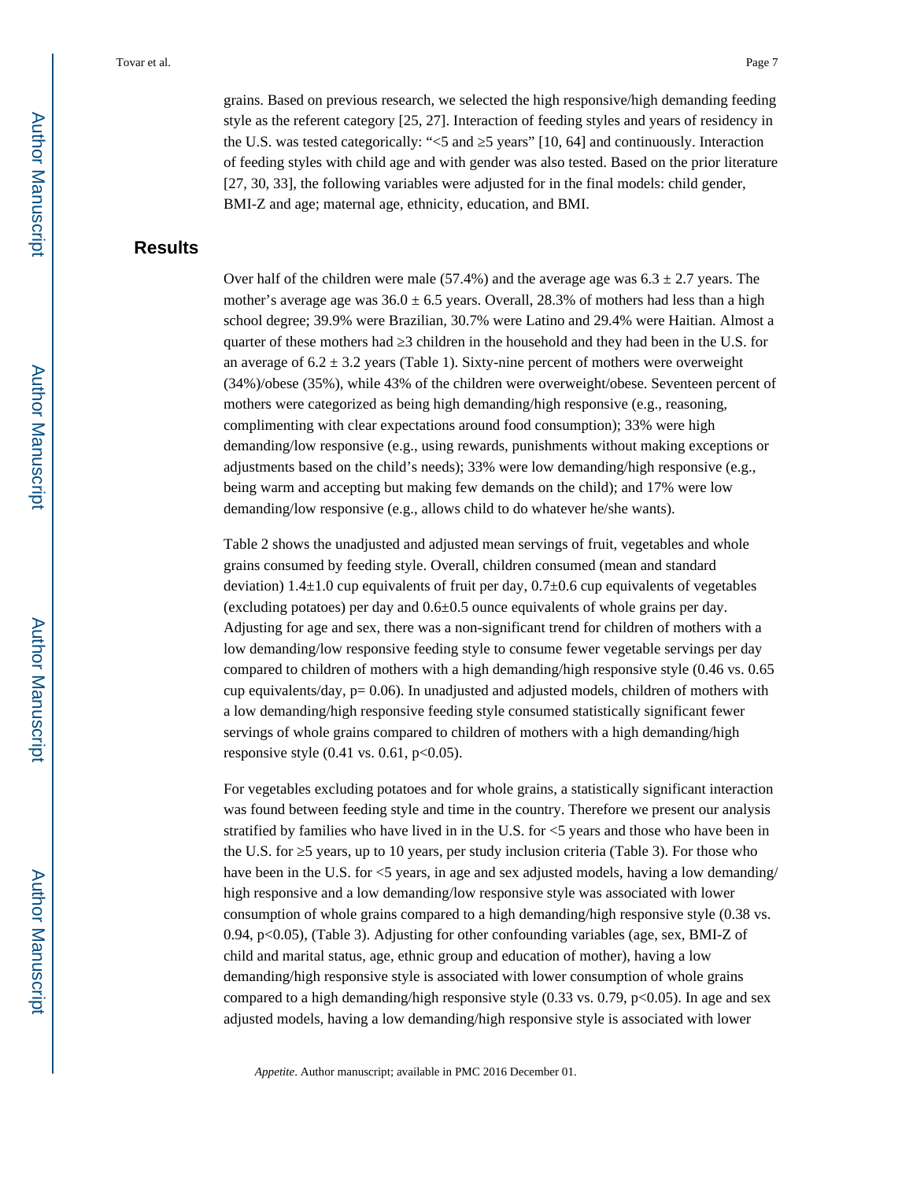grains. Based on previous research, we selected the high responsive/high demanding feeding style as the referent category [25, 27]. Interaction of feeding styles and years of residency in the U.S. was tested categorically: "<5 and ≥5 years" [10, 64] and continuously. Interaction of feeding styles with child age and with gender was also tested. Based on the prior literature [27, 30, 33], the following variables were adjusted for in the final models: child gender, BMI-Z and age; maternal age, ethnicity, education, and BMI.

## Results

Over half of the children were male (57.4%) and the average age was $6.3 \pm 2.7$ years. The mother's average age was $36.0 \pm 6.5$ years. Overall, 28.3% of mothers had less than a high school degree; 39.9% were Brazilian, 30.7% were Latino and 29.4% were Haitian. Almost a quarter of these mothers had ≥3 children in the household and they had been in the U.S. for an average of $6.2 \pm 3.2$ years (Table 1). Sixty-nine percent of mothers were overweight (34%)/obese (35%), while 43% of the children were overweight/obese. Seventeen percent of mothers were categorized as being high demanding/high responsive (e.g., reasoning, complimenting with clear expectations around food consumption); 33% were high demanding/low responsive (e.g., using rewards, punishments without making exceptions or adjustments based on the child's needs); 33% were low demanding/high responsive (e.g., being warm and accepting but making few demands on the child); and 17% were low demanding/low responsive (e.g., allows child to do whatever he/she wants).

Table 2 shows the unadjusted and adjusted mean servings of fruit, vegetables and whole grains consumed by feeding style. Overall, children consumed (mean and standard deviation) $1.4 \pm 1.0$ cup equivalents of fruit per day, $0.7 \pm 0.6$ cup equivalents of vegetables (excluding potatoes) per day and $0.6 \pm 0.5$ ounce equivalents of whole grains per day. Adjusting for age and sex, there was a non-significant trend for children of mothers with a low demanding/low responsive feeding style to consume fewer vegetable servings per day compared to children of mothers with a high demanding/high responsive style (0.46 vs. 0.65 cup equivalents/day, $p = 0.06$). In unadjusted and adjusted models, children of mothers with a low demanding/high responsive feeding style consumed statistically significant fewer servings of whole grains compared to children of mothers with a high demanding/high responsive style (0.41 vs. 0.61, $p < 0.05$).

For vegetables excluding potatoes and for whole grains, a statistically significant interaction was found between feeding style and time in the country. Therefore we present our analysis stratified by families who have lived in in the U.S. for <5 years and those who have been in the U.S. for ≥5 years, up to 10 years, per study inclusion criteria (Table 3). For those who have been in the U.S. for <5 years, in age and sex adjusted models, having a low demanding/high responsive and a low demanding/low responsive style was associated with lower consumption of whole grains compared to a high demanding/high responsive style (0.38 vs. 0.94, $p < 0.05$), (Table 3). Adjusting for other confounding variables (age, sex, BMI-Z of child and marital status, age, ethnic group and education of mother), having a low demanding/high responsive style is associated with lower consumption of whole grains compared to a high demanding/high responsive style (0.33 vs. 0.79, $p < 0.05$). In age and sex adjusted models, having a low demanding/high responsive style is associated with lower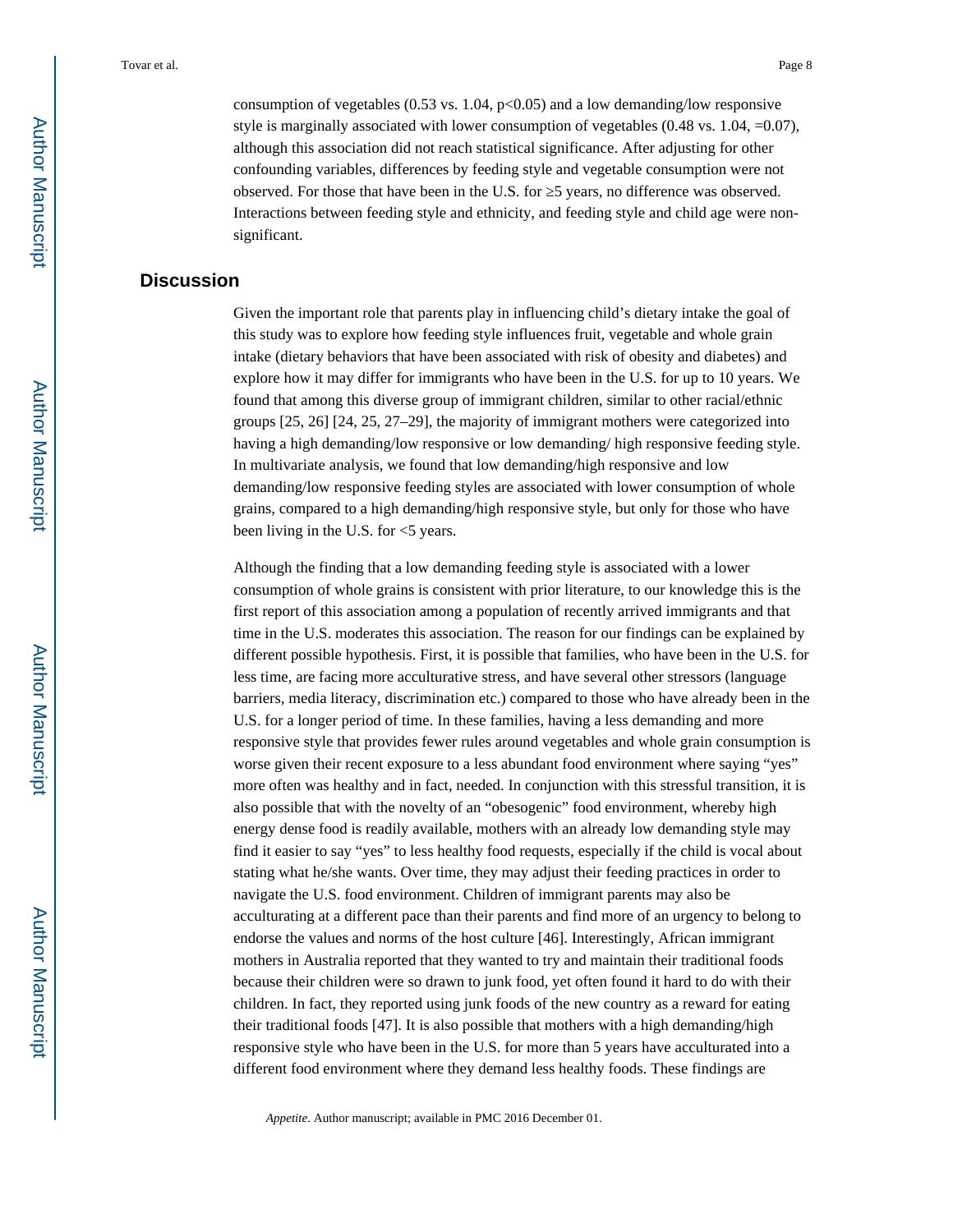consumption of vegetables (0.53 vs. 1.04, $p<0.05$) and a low demanding/low responsive style is marginally associated with lower consumption of vegetables (0.48 vs. 1.04, =0.07), although this association did not reach statistical significance. After adjusting for other confounding variables, differences by feeding style and vegetable consumption were not observed. For those that have been in the U.S. for ≥5 years, no difference was observed. Interactions between feeding style and ethnicity, and feeding style and child age were non-significant.

## Discussion

Given the important role that parents play in influencing child's dietary intake the goal of this study was to explore how feeding style influences fruit, vegetable and whole grain intake (dietary behaviors that have been associated with risk of obesity and diabetes) and explore how it may differ for immigrants who have been in the U.S. for up to 10 years. We found that among this diverse group of immigrant children, similar to other racial/ethnic groups [25, 26] [24, 25, 27–29], the majority of immigrant mothers were categorized into having a high demanding/low responsive or low demanding/ high responsive feeding style. In multivariate analysis, we found that low demanding/high responsive and low demanding/low responsive feeding styles are associated with lower consumption of whole grains, compared to a high demanding/high responsive style, but only for those who have been living in the U.S. for <5 years.

Although the finding that a low demanding feeding style is associated with a lower consumption of whole grains is consistent with prior literature, to our knowledge this is the first report of this association among a population of recently arrived immigrants and that time in the U.S. moderates this association. The reason for our findings can be explained by different possible hypothesis. First, it is possible that families, who have been in the U.S. for less time, are facing more acculturative stress, and have several other stressors (language barriers, media literacy, discrimination etc.) compared to those who have already been in the U.S. for a longer period of time. In these families, having a less demanding and more responsive style that provides fewer rules around vegetables and whole grain consumption is worse given their recent exposure to a less abundant food environment where saying "yes" more often was healthy and in fact, needed. In conjunction with this stressful transition, it is also possible that with the novelty of an "obesogenic" food environment, whereby high energy dense food is readily available, mothers with an already low demanding style may find it easier to say "yes" to less healthy food requests, especially if the child is vocal about stating what he/she wants. Over time, they may adjust their feeding practices in order to navigate the U.S. food environment. Children of immigrant parents may also be acculturating at a different pace than their parents and find more of an urgency to belong to endorse the values and norms of the host culture [46]. Interestingly, African immigrant mothers in Australia reported that they wanted to try and maintain their traditional foods because their children were so drawn to junk food, yet often found it hard to do with their children. In fact, they reported using junk foods of the new country as a reward for eating their traditional foods [47]. It is also possible that mothers with a high demanding/high responsive style who have been in the U.S. for more than 5 years have acculturated into a different food environment where they demand less healthy foods. These findings are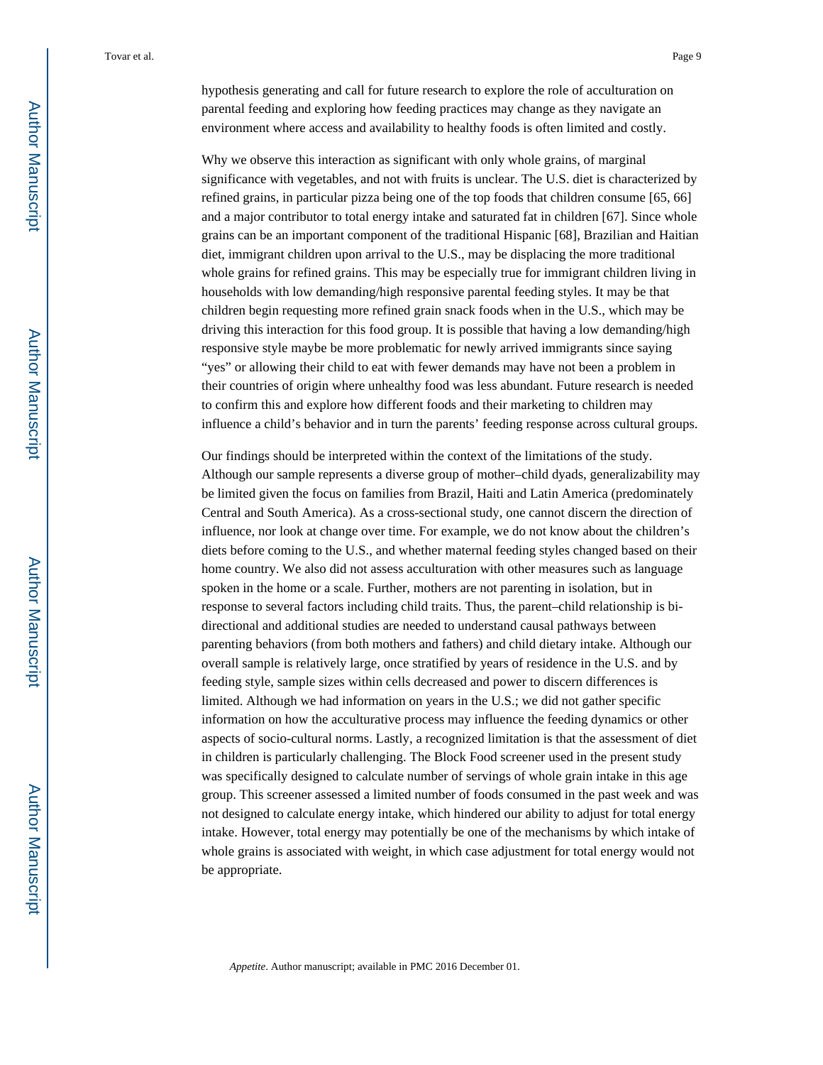hypothesis generating and call for future research to explore the role of acculturation on parental feeding and exploring how feeding practices may change as they navigate an environment where access and availability to healthy foods is often limited and costly.

Why we observe this interaction as significant with only whole grains, of marginal significance with vegetables, and not with fruits is unclear. The U.S. diet is characterized by refined grains, in particular pizza being one of the top foods that children consume [65, 66] and a major contributor to total energy intake and saturated fat in children [67]. Since whole grains can be an important component of the traditional Hispanic [68], Brazilian and Haitian diet, immigrant children upon arrival to the U.S., may be displacing the more traditional whole grains for refined grains. This may be especially true for immigrant children living in households with low demanding/high responsive parental feeding styles. It may be that children begin requesting more refined grain snack foods when in the U.S., which may be driving this interaction for this food group. It is possible that having a low demanding/high responsive style maybe be more problematic for newly arrived immigrants since saying "yes" or allowing their child to eat with fewer demands may have not been a problem in their countries of origin where unhealthy food was less abundant. Future research is needed to confirm this and explore how different foods and their marketing to children may influence a child's behavior and in turn the parents' feeding response across cultural groups.

Our findings should be interpreted within the context of the limitations of the study. Although our sample represents a diverse group of mother–child dyads, generalizability may be limited given the focus on families from Brazil, Haiti and Latin America (predominately Central and South America). As a cross-sectional study, one cannot discern the direction of influence, nor look at change over time. For example, we do not know about the children's diets before coming to the U.S., and whether maternal feeding styles changed based on their home country. We also did not assess acculturation with other measures such as language spoken in the home or a scale. Further, mothers are not parenting in isolation, but in response to several factors including child traits. Thus, the parent–child relationship is bi-directional and additional studies are needed to understand causal pathways between parenting behaviors (from both mothers and fathers) and child dietary intake. Although our overall sample is relatively large, once stratified by years of residence in the U.S. and by feeding style, sample sizes within cells decreased and power to discern differences is limited. Although we had information on years in the U.S.; we did not gather specific information on how the acculturative process may influence the feeding dynamics or other aspects of socio-cultural norms. Lastly, a recognized limitation is that the assessment of diet in children is particularly challenging. The Block Food screener used in the present study was specifically designed to calculate number of servings of whole grain intake in this age group. This screener assessed a limited number of foods consumed in the past week and was not designed to calculate energy intake, which hindered our ability to adjust for total energy intake. However, total energy may potentially be one of the mechanisms by which intake of whole grains is associated with weight, in which case adjustment for total energy would not be appropriate.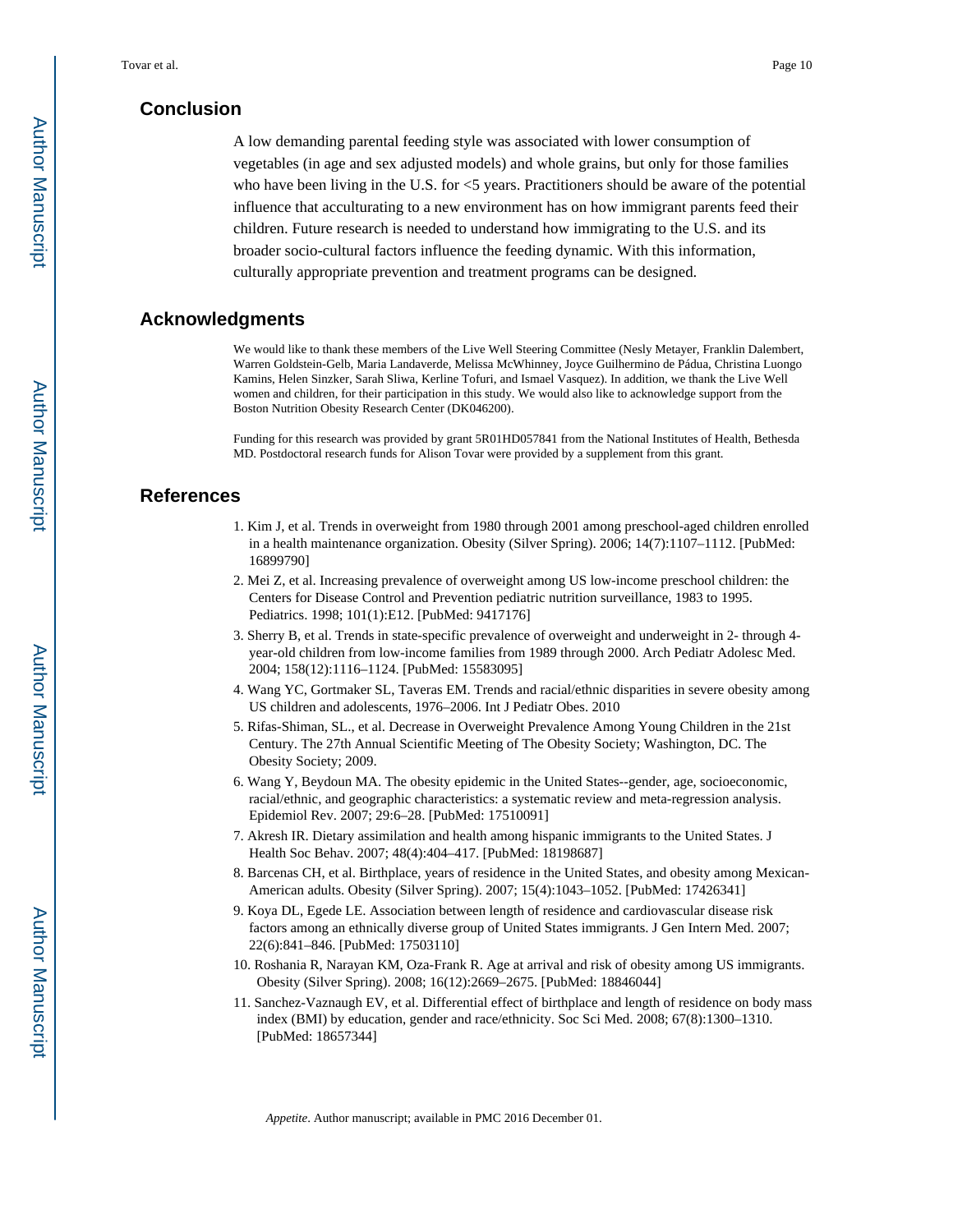## Conclusion

A low demanding parental feeding style was associated with lower consumption of vegetables (in age and sex adjusted models) and whole grains, but only for those families who have been living in the U.S. for <5 years. Practitioners should be aware of the potential influence that acculturating to a new environment has on how immigrant parents feed their children. Future research is needed to understand how immigrating to the U.S. and its broader socio-cultural factors influence the feeding dynamic. With this information, culturally appropriate prevention and treatment programs can be designed.

## Acknowledgments

We would like to thank these members of the Live Well Steering Committee (Nesly Metayer, Franklin Dalembert, Warren Goldstein-Gelb, Maria Landaverde, Melissa McWhinney, Joyce Guilhermino de Pádua, Christina Luongo Kamins, Helen Sinzker, Sarah Sliwa, Kerline Tofuri, and Ismael Vasquez). In addition, we thank the Live Well women and children, for their participation in this study. We would also like to acknowledge support from the Boston Nutrition Obesity Research Center (DK046200).

Funding for this research was provided by grant 5R01HD057841 from the National Institutes of Health, Bethesda MD. Postdoctoral research funds for Alison Tovar were provided by a supplement from this grant.

## References

1. Kim J, et al. Trends in overweight from 1980 through 2001 among preschool-aged children enrolled in a health maintenance organization. Obesity (Silver Spring). 2006; 14(7):1107–1112. [PubMed: 16899790]
2. Mei Z, et al. Increasing prevalence of overweight among US low-income preschool children: the Centers for Disease Control and Prevention pediatric nutrition surveillance, 1983 to 1995. Pediatrics. 1998; 101(1):E12. [PubMed: 9417176]
3. Sherry B, et al. Trends in state-specific prevalence of overweight and underweight in 2- through 4-year-old children from low-income families from 1989 through 2000. Arch Pediatr Adolesc Med. 2004; 158(12):1116–1124. [PubMed: 15583095]
4. Wang YC, Gortmaker SL, Taveras EM. Trends and racial/ethnic disparities in severe obesity among US children and adolescents, 1976–2006. Int J Pediatr Obes. 2010
5. Rifas-Shiman, SL., et al. Decrease in Overweight Prevalence Among Young Children in the 21st Century. The 27th Annual Scientific Meeting of The Obesity Society; Washington, DC. The Obesity Society; 2009.
6. Wang Y, Beydoun MA. The obesity epidemic in the United States--gender, age, socioeconomic, racial/ethnic, and geographic characteristics: a systematic review and meta-regression analysis. Epidemiol Rev. 2007; 29:6–28. [PubMed: 17510091]
7. Akresh IR. Dietary assimilation and health among hispanic immigrants to the United States. J Health Soc Behav. 2007; 48(4):404–417. [PubMed: 18198687]
8. Barcenas CH, et al. Birthplace, years of residence in the United States, and obesity among Mexican-American adults. Obesity (Silver Spring). 2007; 15(4):1043–1052. [PubMed: 17426341]
9. Koya DL, Egede LE. Association between length of residence and cardiovascular disease risk factors among an ethnically diverse group of United States immigrants. J Gen Intern Med. 2007; 22(6):841–846. [PubMed: 17503110]
10. Roshania R, Narayan KM, Oza-Frank R. Age at arrival and risk of obesity among US immigrants. Obesity (Silver Spring). 2008; 16(12):2669–2675. [PubMed: 18846044]
11. Sanchez-Vaznaugh EV, et al. Differential effect of birthplace and length of residence on body mass index (BMI) by education, gender and race/ethnicity. Soc Sci Med. 2008; 67(8):1300–1310. [PubMed: 18657344]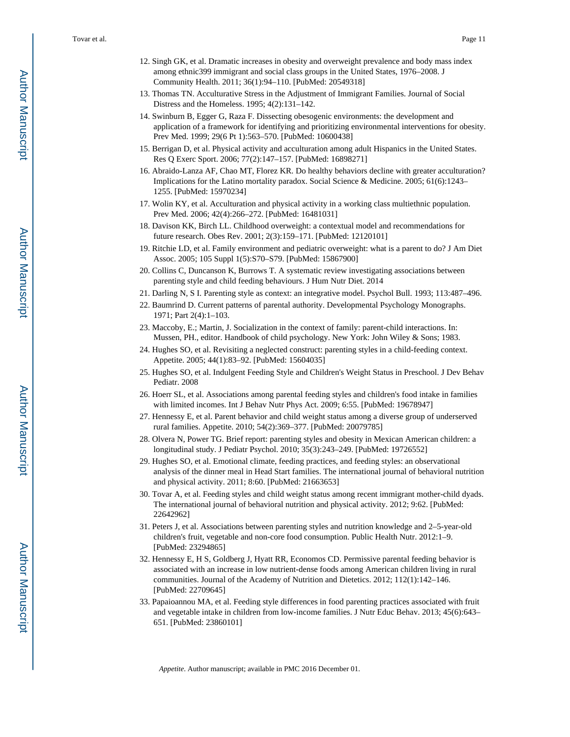12. Singh GK, et al. Dramatic increases in obesity and overweight prevalence and body mass index among ethnic399 immigrant and social class groups in the United States, 1976–2008. J Community Health. 2011; 36(1):94–110. [PubMed: 20549318]
13. Thomas TN. Acculturative Stress in the Adjustment of Immigrant Families. Journal of Social Distress and the Homeless. 1995; 4(2):131–142.
14. Swinburn B, Egger G, Raza F. Dissecting obesogenic environments: the development and application of a framework for identifying and prioritizing environmental interventions for obesity. Prev Med. 1999; 29(6 Pt 1):563–570. [PubMed: 10600438]
15. Berrigan D, et al. Physical activity and acculturation among adult Hispanics in the United States. Res Q Exerc Sport. 2006; 77(2):147–157. [PubMed: 16898271]
16. Abraido-Lanza AF, Chao MT, Florez KR. Do healthy behaviors decline with greater acculturation? Implications for the Latino mortality paradox. Social Science & Medicine. 2005; 61(6):1243–1255. [PubMed: 15970234]
17. Wolin KY, et al. Acculturation and physical activity in a working class multiethnic population. Prev Med. 2006; 42(4):266–272. [PubMed: 16481031]
18. Davison KK, Birch LL. Childhood overweight: a contextual model and recommendations for future research. Obes Rev. 2001; 2(3):159–171. [PubMed: 12120101]
19. Ritchie LD, et al. Family environment and pediatric overweight: what is a parent to do? J Am Diet Assoc. 2005; 105 Suppl 1(5):S70–S79. [PubMed: 15867900]
20. Collins C, Duncanson K, Burrows T. A systematic review investigating associations between parenting style and child feeding behaviours. J Hum Nutr Diet. 2014
21. Darling N, S I. Parenting style as context: an integrative model. Psychol Bull. 1993; 113:487–496.
22. Baumrind D. Current patterns of parental authority. Developmental Psychology Monographs. 1971; Part 2(4):1–103.
23. Maccoby, E.; Martin, J. Socialization in the context of family: parent-child interactions. In: Mussen, PH., editor. Handbook of child psychology. New York: John Wiley & Sons; 1983.
24. Hughes SO, et al. Revisiting a neglected construct: parenting styles in a child-feeding context. Appetite. 2005; 44(1):83–92. [PubMed: 15604035]
25. Hughes SO, et al. Indulgent Feeding Style and Children's Weight Status in Preschool. J Dev Behav Pediatr. 2008
26. Hoerr SL, et al. Associations among parental feeding styles and children's food intake in families with limited incomes. Int J Behav Nutr Phys Act. 2009; 6:55. [PubMed: 19678947]
27. Hennessy E, et al. Parent behavior and child weight status among a diverse group of underserved rural families. Appetite. 2010; 54(2):369–377. [PubMed: 20079785]
28. Olvera N, Power TG. Brief report: parenting styles and obesity in Mexican American children: a longitudinal study. J Pediatr Psychol. 2010; 35(3):243–249. [PubMed: 19726552]
29. Hughes SO, et al. Emotional climate, feeding practices, and feeding styles: an observational analysis of the dinner meal in Head Start families. The international journal of behavioral nutrition and physical activity. 2011; 8:60. [PubMed: 21663653]
30. Tovar A, et al. Feeding styles and child weight status among recent immigrant mother-child dyads. The international journal of behavioral nutrition and physical activity. 2012; 9:62. [PubMed: 22642962]
31. Peters J, et al. Associations between parenting styles and nutrition knowledge and 2–5-year-old children's fruit, vegetable and non-core food consumption. Public Health Nutr. 2012:1–9. [PubMed: 23294865]
32. Hennessy E, H S, Goldberg J, Hyatt RR, Economos CD. Permissive parental feeding behavior is associated with an increase in low nutrient-dense foods among American children living in rural communities. Journal of the Academy of Nutrition and Dietetics. 2012; 112(1):142–146. [PubMed: 22709645]
33. Papaioannou MA, et al. Feeding style differences in food parenting practices associated with fruit and vegetable intake in children from low-income families. J Nutr Educ Behav. 2013; 45(6):643–651. [PubMed: 23860101]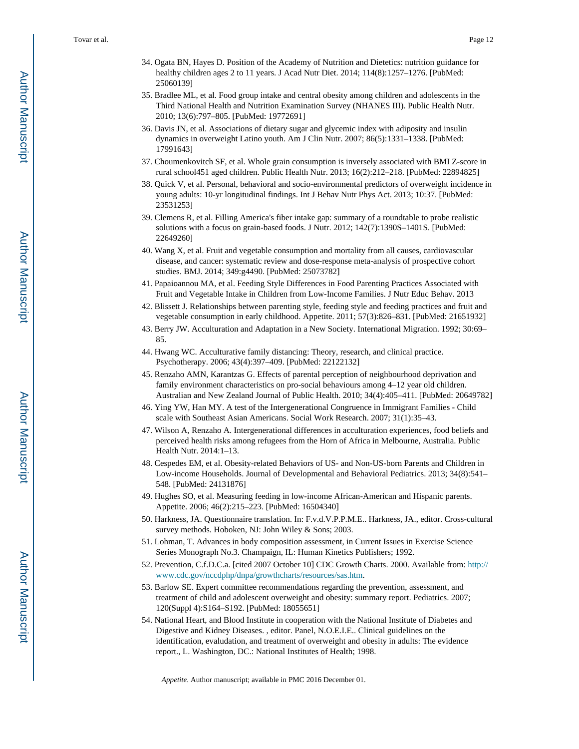34. Ogata BN, Hayes D. Position of the Academy of Nutrition and Dietetics: nutrition guidance for healthy children ages 2 to 11 years. J Acad Nutr Diet. 2014; 114(8):1257–1276. [PubMed: 25060139]
35. Bradlee ML, et al. Food group intake and central obesity among children and adolescents in the Third National Health and Nutrition Examination Survey (NHANES III). Public Health Nutr. 2010; 13(6):797–805. [PubMed: 19772691]
36. Davis JN, et al. Associations of dietary sugar and glycemic index with adiposity and insulin dynamics in overweight Latino youth. Am J Clin Nutr. 2007; 86(5):1331–1338. [PubMed: 17991643]
37. Choumenkovitch SF, et al. Whole grain consumption is inversely associated with BMI Z-score in rural school451 aged children. Public Health Nutr. 2013; 16(2):212–218. [PubMed: 22894825]
38. Quick V, et al. Personal, behavioral and socio-environmental predictors of overweight incidence in young adults: 10-yr longitudinal findings. Int J Behav Nutr Phys Act. 2013; 10:37. [PubMed: 23531253]
39. Clemens R, et al. Filling America's fiber intake gap: summary of a roundtable to probe realistic solutions with a focus on grain-based foods. J Nutr. 2012; 142(7):1390S–1401S. [PubMed: 22649260]
40. Wang X, et al. Fruit and vegetable consumption and mortality from all causes, cardiovascular disease, and cancer: systematic review and dose-response meta-analysis of prospective cohort studies. BMJ. 2014; 349:g4490. [PubMed: 25073782]
41. Papaioannou MA, et al. Feeding Style Differences in Food Parenting Practices Associated with Fruit and Vegetable Intake in Children from Low-Income Families. J Nutr Educ Behav. 2013
42. Blissett J. Relationships between parenting style, feeding style and feeding practices and fruit and vegetable consumption in early childhood. Appetite. 2011; 57(3):826–831. [PubMed: 21651932]
43. Berry JW. Acculturation and Adaptation in a New Society. International Migration. 1992; 30:69–85.
44. Hwang WC. Acculturative family distancing: Theory, research, and clinical practice. Psychotherapy. 2006; 43(4):397–409. [PubMed: 22122132]
45. Renzaho AMN, Karantzas G. Effects of parental perception of neighbourhood deprivation and family environment characteristics on pro-social behaviours among 4–12 year old children. Australian and New Zealand Journal of Public Health. 2010; 34(4):405–411. [PubMed: 20649782]
46. Ying YW, Han MY. A test of the Intergenerational Congruence in Immigrant Families - Child scale with Southeast Asian Americans. Social Work Research. 2007; 31(1):35–43.
47. Wilson A, Renzaho A. Intergenerational differences in acculturation experiences, food beliefs and perceived health risks among refugees from the Horn of Africa in Melbourne, Australia. Public Health Nutr. 2014:1–13.
48. Cespedes EM, et al. Obesity-related Behaviors of US- and Non-US-born Parents and Children in Low-income Households. Journal of Developmental and Behavioral Pediatrics. 2013; 34(8):541–548. [PubMed: 24131876]
49. Hughes SO, et al. Measuring feeding in low-income African-American and Hispanic parents. Appetite. 2006; 46(2):215–223. [PubMed: 16504340]
50. Harkness, JA. Questionnaire translation. In: F.v.d.V.P.P.M.E.. Harkness, JA., editor. Cross-cultural survey methods. Hoboken, NJ: John Wiley & Sons; 2003.
51. Lohman, T. Advances in body composition assessment, in Current Issues in Exercise Science Series Monograph No.3. Champaign, IL: Human Kinetics Publishers; 1992.
52. Prevention, C.f.D.C.a. [cited 2007 October 10] CDC Growth Charts. 2000. Available from: http://www.cdc.gov/nccdphp/dnpa/growthcharts/resources/sas.htm.
53. Barlow SE. Expert committee recommendations regarding the prevention, assessment, and treatment of child and adolescent overweight and obesity: summary report. Pediatrics. 2007; 120(Suppl 4):S164–S192. [PubMed: 18055651]
54. National Heart, and Blood Institute in cooperation with the National Institute of Diabetes and Digestive and Kidney Diseases. , editor. Panel, N.O.E.I.E.. Clinical guidelines on the identification, evaludation, and treatment of overweight and obesity in adults: The evidence report., L. Washington, DC.: National Institutes of Health; 1998.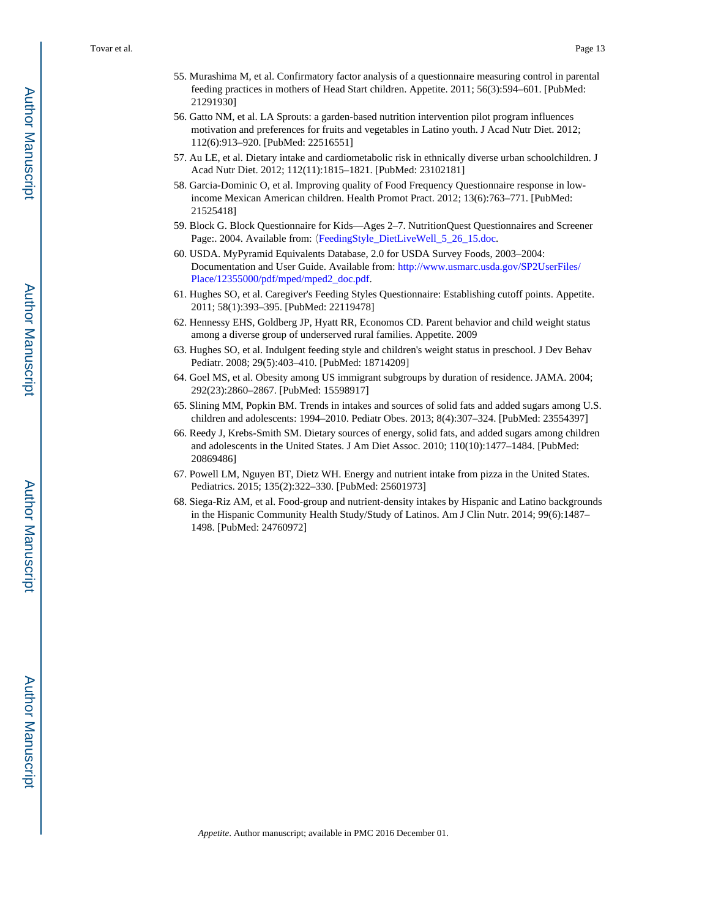55. Murashima M, et al. Confirmatory factor analysis of a questionnaire measuring control in parental feeding practices in mothers of Head Start children. Appetite. 2011; 56(3):594–601. [PubMed: 21291930]
56. Gatto NM, et al. LA Sprouts: a garden-based nutrition intervention pilot program influences motivation and preferences for fruits and vegetables in Latino youth. J Acad Nutr Diet. 2012; 112(6):913–920. [PubMed: 22516551]
57. Au LE, et al. Dietary intake and cardiometabolic risk in ethnically diverse urban schoolchildren. J Acad Nutr Diet. 2012; 112(11):1815–1821. [PubMed: 23102181]
58. Garcia-Dominic O, et al. Improving quality of Food Frequency Questionnaire response in low-income Mexican American children. Health Promot Pract. 2012; 13(6):763–771. [PubMed: 21525418]
59. Block G. Block Questionnaire for Kids—Ages 2–7. NutritionQuest Questionnaires and Screener Page:. 2004. Available from: 〈FeedingStyle_DietLiveWell_5_26_15.doc.
60. USDA. MyPyramid Equivalents Database, 2.0 for USDA Survey Foods, 2003–2004: Documentation and User Guide. Available from: http://www.usmarc.usda.gov/SP2UserFiles/Place/12355000/pdf/mped/mped2_doc.pdf.
61. Hughes SO, et al. Caregiver's Feeding Styles Questionnaire: Establishing cutoff points. Appetite. 2011; 58(1):393–395. [PubMed: 22119478]
62. Hennessy EHS, Goldberg JP, Hyatt RR, Economos CD. Parent behavior and child weight status among a diverse group of underserved rural families. Appetite. 2009
63. Hughes SO, et al. Indulgent feeding style and children's weight status in preschool. J Dev Behav Pediatr. 2008; 29(5):403–410. [PubMed: 18714209]
64. Goel MS, et al. Obesity among US immigrant subgroups by duration of residence. JAMA. 2004; 292(23):2860–2867. [PubMed: 15598917]
65. Slining MM, Popkin BM. Trends in intakes and sources of solid fats and added sugars among U.S. children and adolescents: 1994–2010. Pediatr Obes. 2013; 8(4):307–324. [PubMed: 23554397]
66. Reedy J, Krebs-Smith SM. Dietary sources of energy, solid fats, and added sugars among children and adolescents in the United States. J Am Diet Assoc. 2010; 110(10):1477–1484. [PubMed: 20869486]
67. Powell LM, Nguyen BT, Dietz WH. Energy and nutrient intake from pizza in the United States. Pediatrics. 2015; 135(2):322–330. [PubMed: 25601973]
68. Siega-Riz AM, et al. Food-group and nutrient-density intakes by Hispanic and Latino backgrounds in the Hispanic Community Health Study/Study of Latinos. Am J Clin Nutr. 2014; 99(6):1487–1498. [PubMed: 24760972]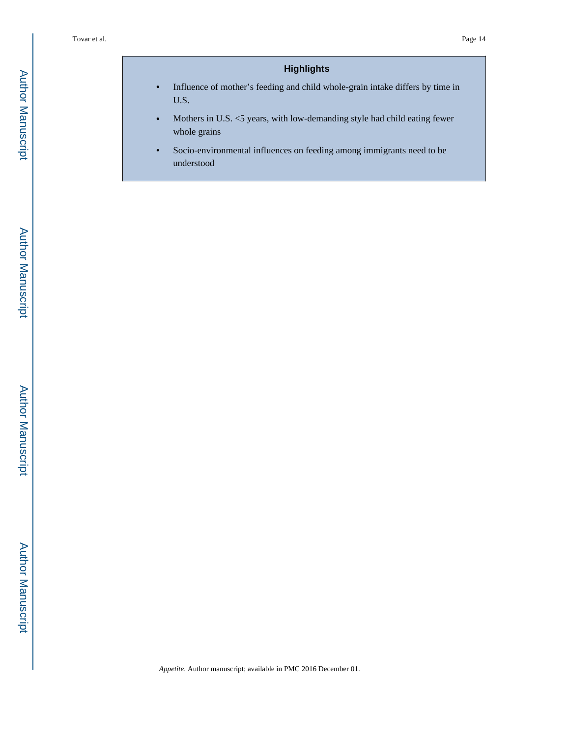## Highlights

- Influence of mother's feeding and child whole-grain intake differs by time in U.S.
- Mothers in U.S. <5 years, with low-demanding style had child eating fewer whole grains
- Socio-environmental influences on feeding among immigrants need to be understood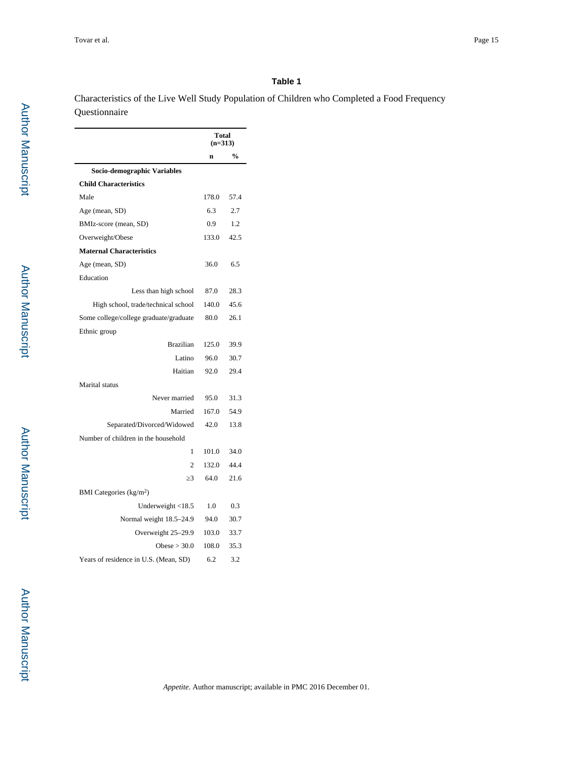### Table 1

Characteristics of the Live Well Study Population of Children who Completed a Food Frequency Questionnaire

| | Total (n=313) | |
|---|---|---|
| | n | % |
| **Socio-demographic Variables** | | |
| **Child Characteristics** | | |
| Male | 178.0 | 57.4 |
| Age (mean, SD) | 6.3 | 2.7 |
| BMIz-score (mean, SD) | 0.9 | 1.2 |
| Overweight/Obese | 133.0 | 42.5 |
| **Maternal Characteristics** | | |
| Age (mean, SD) | 36.0 | 6.5 |
| Education | | |
| Less than high school | 87.0 | 28.3 |
| High school, trade/technical school | 140.0 | 45.6 |
| Some college/college graduate/graduate | 80.0 | 26.1 |
| Ethnic group | | |
| Brazilian | 125.0 | 39.9 |
| Latino | 96.0 | 30.7 |
| Haitian | 92.0 | 29.4 |
| Marital status | | |
| Never married | 95.0 | 31.3 |
| Married | 167.0 | 54.9 |
| Separated/Divorced/Widowed | 42.0 | 13.8 |
| Number of children in the household | | |
| 1 | 101.0 | 34.0 |
| 2 | 132.0 | 44.4 |
| ≥3 | 64.0 | 21.6 |
| BMI Categories ($kg/m^2$) | | |
| Underweight <18.5 | 1.0 | 0.3 |
| Normal weight 18.5–24.9 | 94.0 | 30.7 |
| Overweight 25–29.9 | 103.0 | 33.7 |
| Obese > 30.0 | 108.0 | 35.3 |
| Years of residence in U.S. (Mean, SD) | 6.2 | 3.2 |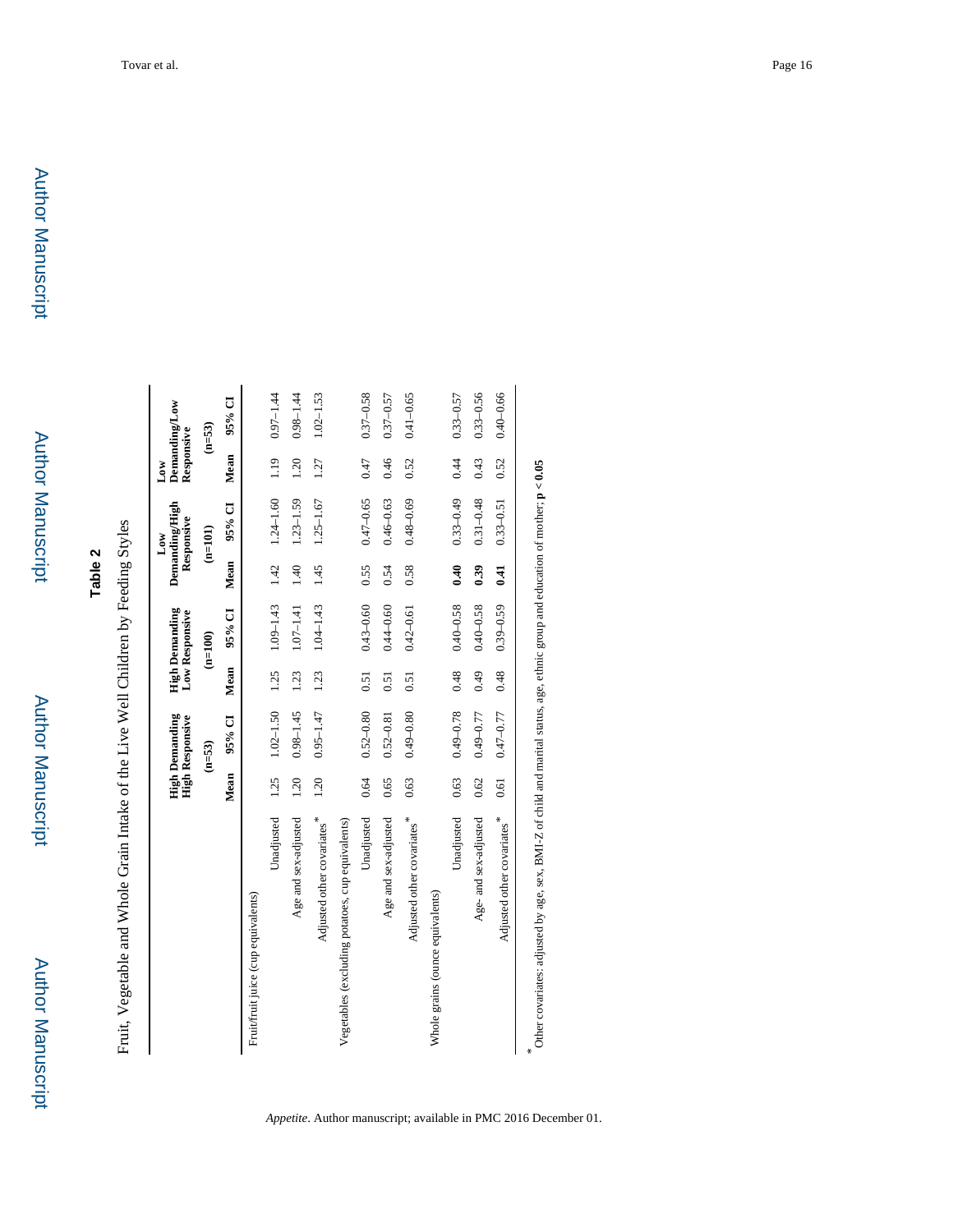**Table 2**

Fruit, Vegetable and Whole Grain Intake of the Live Well Children by Feeding Styles

| | High Demanding High Responsive | | High Demanding Low Responsive | | Low Demanding/High Responsive | | Low Demanding/Low Responsive | |
|---|---|---|---|---|---|---|---|---|
| | (n=53) | | (n=100) | | (n=101) | | (n=53) | |
| | Mean | 95% CI | Mean | 95% CI | Mean | 95% CI | Mean | 95% CI |
| Fruit/fruit juice (cup equivalents) | | | | | | | | |
| Unadjusted | 1.25 | 1.02–1.50 | 1.25 | 1.09–1.43 | 1.42 | 1.24–1.60 | 1.19 | 0.97–1.44 |
| Age and sex-adjusted | 1.20 | 0.98–1.45 | 1.23 | 1.07–1.41 | 1.40 | 1.23–1.59 | 1.20 | 0.98–1.44 |
| Adjusted other covariates* | 1.20 | 0.95–1.47 | 1.23 | 1.04–1.43 | 1.45 | 1.25–1.67 | 1.27 | 1.02–1.53 |
| Vegetables (excluding potatoes, cup equivalents) | | | | | | | | |
| Unadjusted | 0.64 | 0.52–0.80 | 0.51 | 0.43–0.60 | 0.55 | 0.47–0.65 | 0.47 | 0.37–0.58 |
| Age and sex-adjusted | 0.65 | 0.52–0.81 | 0.51 | 0.44–0.60 | 0.54 | 0.46–0.63 | 0.46 | 0.37–0.57 |
| Adjusted other covariates* | 0.63 | 0.49–0.80 | 0.51 | 0.42–0.61 | 0.58 | 0.48–0.69 | 0.52 | 0.41–0.65 |
| Whole grains (ounce equivalents) | | | | | | | | |
| Unadjusted | 0.63 | 0.49–0.78 | 0.48 | 0.40–0.58 | **0.40** | 0.33–0.49 | 0.44 | 0.33–0.57 |
| Age- and sex-adjusted | 0.62 | 0.49–0.77 | 0.49 | 0.40–0.58 | **0.39** | 0.31–0.48 | 0.43 | 0.33–0.56 |
| Adjusted other covariates* | 0.61 | 0.47–0.77 | 0.48 | 0.39–0.59 | **0.41** | 0.33–0.51 | 0.52 | 0.40–0.66 |

*Other covariates: adjusted by age, sex, BMI-Z of child and marital status, age, ethnic group and education of mother; **p < 0.05**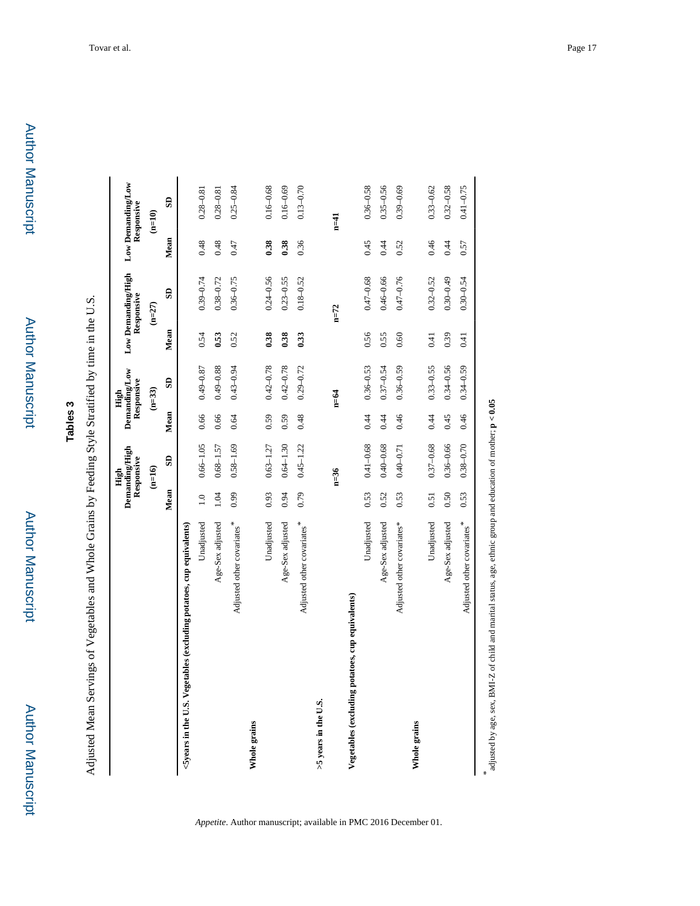## Tables 3

Adjusted Mean Servings of Vegetables and Whole Grains by Feeding Style Stratified by time in the U.S.

| | High Demanding/High Responsive (n=16) | | High Demanding/Low Responsive (n=33) | | Low Demanding/High Responsive (n=27) | | Low Demanding/Low Responsive (n=10) | |
|---|---|---|---|---|---|---|---|---|
| | Mean | SD | Mean | SD | Mean | SD | Mean | SD |
| **<5years in the U.S. Vegetables (excluding potatoes, cup equivalents)** | | | | | | | | |
| Unadjusted | 1.0 | 0.66–1.05 | 0.66 | 0.49–0.87 | 0.54 | 0.39–0.74 | 0.48 | 0.28–0.81 |
| Age-Sex adjusted | 1.04 | 0.68–1.57 | 0.66 | 0.49–0.88 | **0.53** | 0.38–0.72 | 0.48 | 0.28–0.81 |
| Adjusted other covariates* | 0.99 | 0.58–1.69 | 0.64 | 0.43–0.94 | 0.52 | 0.36–0.75 | 0.47 | 0.25–0.84 |
| **Whole grains** | | | | | | | | |
| Unadjusted | 0.93 | 0.63–1.27 | 0.59 | 0.42–0.78 | **0.38** | 0.24–0.56 | **0.38** | 0.16–0.68 |
| Age-Sex adjusted | 0.94 | 0.64–1.30 | 0.59 | 0.42–0.78 | **0.38** | 0.23–0.55 | **0.38** | 0.16–0.69 |
| Adjusted other covariates* | 0.79 | 0.45–1.22 | 0.48 | 0.29–0.72 | **0.33** | 0.18–0.52 | 0.36 | 0.13–0.70 |
| **>5 years in the U.S.** | n=36 | | n=64 | | n=72 | | n=41 | |
| **Vegetables (excluding potatoes, cup equivalents)** | | | | | | | | |
| Unadjusted | 0.53 | 0.41–0.68 | 0.44 | 0.36–0.53 | 0.56 | 0.47–0.68 | 0.45 | 0.36–0.58 |
| Age-Sex adjusted | 0.52 | 0.40–0.68 | 0.44 | 0.37–0.54 | 0.55 | 0.46–0.66 | 0.44 | 0.35–0.56 |
| Adjusted other covariates* | 0.53 | 0.40–0.71 | 0.46 | 0.36–0.59 | 0.60 | 0.47–0.76 | 0.52 | 0.39–0.69 |
| **Whole grains** | | | | | | | | |
| Unadjusted | 0.51 | 0.37–0.68 | 0.44 | 0.33–0.55 | 0.41 | 0.32–0.52 | 0.46 | 0.33–0.62 |
| Age-Sex adjusted | 0.50 | 0.36–0.66 | 0.45 | 0.34–0.56 | 0.39 | 0.30–0.49 | 0.44 | 0.32–0.58 |
| Adjusted other covariates* | 0.53 | 0.38–0.70 | 0.46 | 0.34–0.59 | 0.41 | 0.30–0.54 | 0.57 | 0.41–0.75 |

* adjusted by age, sex, BMI-Z of child and marital status, age, ethnic group and education of mother; **p < 0.05**